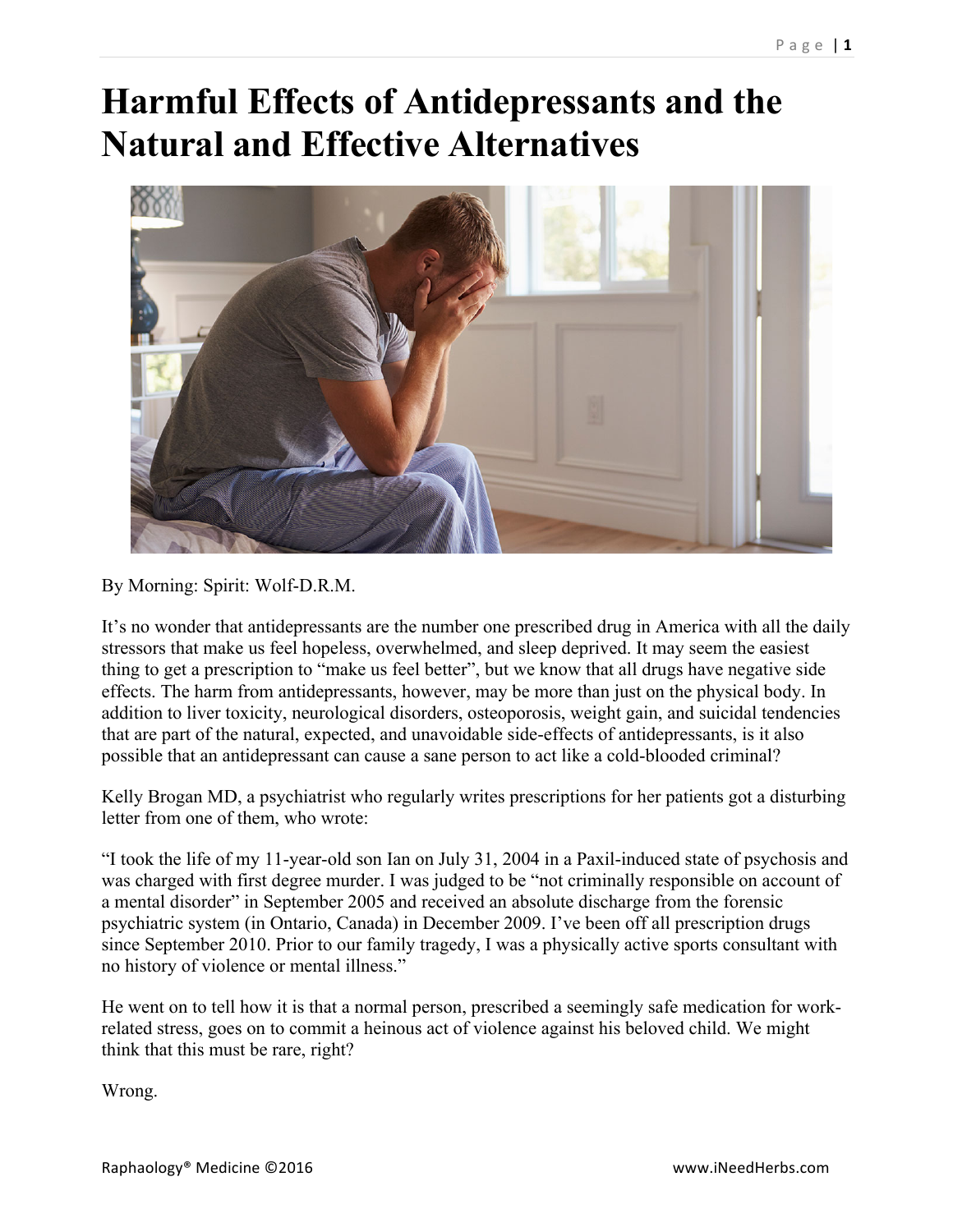# Harmful Effects of Antidepressants and the Natural and Effective Alternatives

By Morning: Spirit: Wolf-D.R.M.

It's no wonder that antidepressants are the number one prescribed drug in America with all the daily stressors that make us feel hopeless, overwhelmed, and sleep deprived. It may seem the easiest thing to get a prescription to "make us feel better", but we know that all drugs have negative side effects. The harm from antidepressants, however, may be more than just on the physical body. In addition to liver toxicity, neurological disorders, osteoporosis, weight gain, and suicidal tendencies that are part of the natural, expected, and unavoidable side-effects of antidepressants, is it also possible that an antidepressant can cause a sane person to act like a cold-blooded criminal?

Kelly Brogan MD, a psychiatrist who regularly writes prescriptions for her patients got a disturbing letter from one of them, who wrote:

"I took the life of my 11-year-old son Ian on July 31, 2004 in a Paxil-induced state of psychosis and was charged with first degree murder. I was judged to be "not criminally responsible on account of a mental disorder" in September 2005 and received an absolute discharge from the forensic psychiatric system (in Ontario, Canada) in December 2009. I've been off all prescription drugs since September 2010. Prior to our family tragedy, I was a physically active sports consultant with no history of violence or mental illness."

He went on to tell how it is that a normal person, prescribed a seemingly safe medication for work-related stress, goes on to commit a heinous act of violence against his beloved child. We might think that this must be rare, right?

Wrong.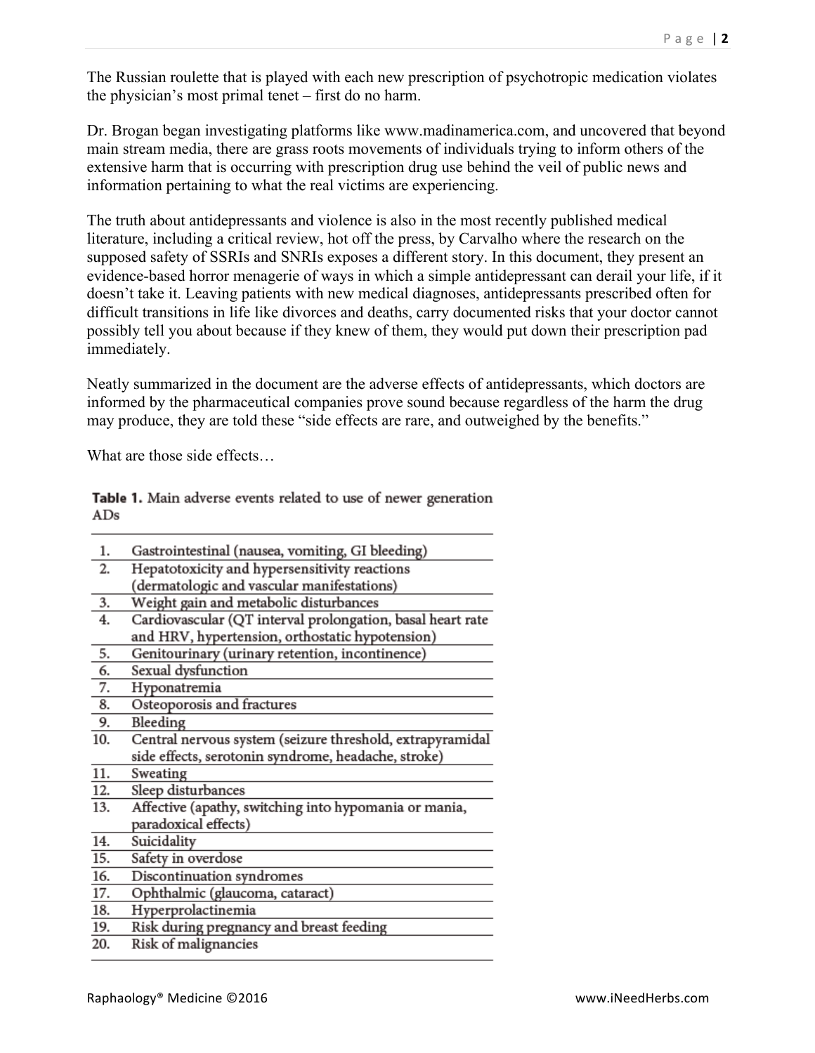The Russian roulette that is played with each new prescription of psychotropic medication violates the physician's most primal tenet – first do no harm.

Dr. Brogan began investigating platforms like www.madinamerica.com, and uncovered that beyond main stream media, there are grass roots movements of individuals trying to inform others of the extensive harm that is occurring with prescription drug use behind the veil of public news and information pertaining to what the real victims are experiencing.

The truth about antidepressants and violence is also in the most recently published medical literature, including a critical review, hot off the press, by Carvalho where the research on the supposed safety of SSRIs and SNRIs exposes a different story. In this document, they present an evidence-based horror menagerie of ways in which a simple antidepressant can derail your life, if it doesn't take it. Leaving patients with new medical diagnoses, antidepressants prescribed often for difficult transitions in life like divorces and deaths, carry documented risks that your doctor cannot possibly tell you about because if they knew of them, they would put down their prescription pad immediately.

Neatly summarized in the document are the adverse effects of antidepressants, which doctors are informed by the pharmaceutical companies prove sound because regardless of the harm the drug may produce, they are told these "side effects are rare, and outweighed by the benefits."

What are those side effects…

**Table 1.** Main adverse events related to use of newer generation ADs

| | |
|---|---|
| 1. | Gastrointestinal (nausea, vomiting, GI bleeding) |
| 2. | Hepatotoxicity and hypersensitivity reactions (dermatologic and vascular manifestations) |
| 3. | Weight gain and metabolic disturbances |
| 4. | Cardiovascular (QT interval prolongation, basal heart rate and HRV, hypertension, orthostatic hypotension) |
| 5. | Genitourinary (urinary retention, incontinence) |
| 6. | Sexual dysfunction |
| 7. | Hyponatremia |
| 8. | Osteoporosis and fractures |
| 9. | Bleeding |
| 10. | Central nervous system (seizure threshold, extrapyramidal side effects, serotonin syndrome, headache, stroke) |
| 11. | Sweating |
| 12. | Sleep disturbances |
| 13. | Affective (apathy, switching into hypomania or mania, paradoxical effects) |
| 14. | Suicidality |
| 15. | Safety in overdose |
| 16. | Discontinuation syndromes |
| 17. | Ophthalmic (glaucoma, cataract) |
| 18. | Hyperprolactinemia |
| 19. | Risk during pregnancy and breast feeding |
| 20. | Risk of malignancies |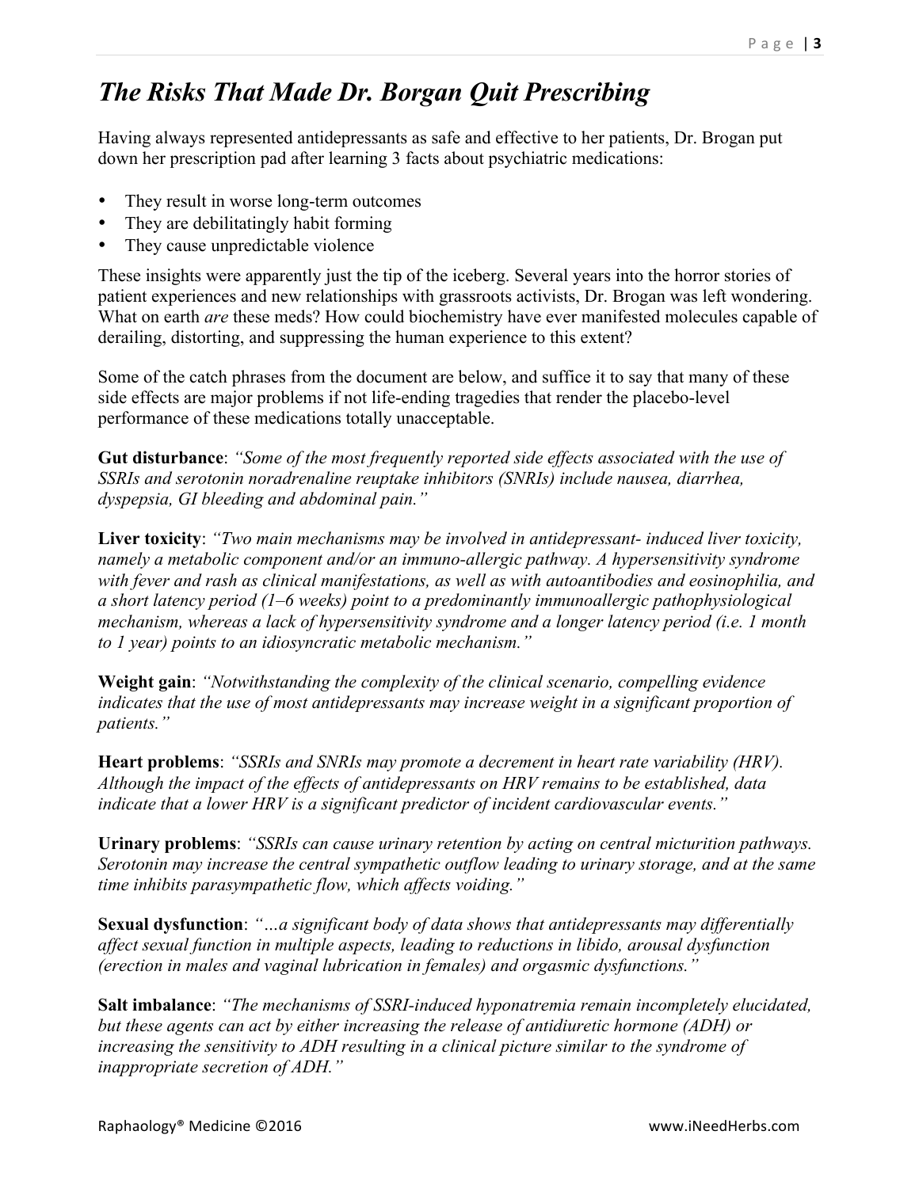# *The Risks That Made Dr. Borgan Quit Prescribing*

Having always represented antidepressants as safe and effective to her patients, Dr. Brogan put down her prescription pad after learning 3 facts about psychiatric medications:

- They result in worse long-term outcomes
- They are debilitatingly habit forming
- They cause unpredictable violence

These insights were apparently just the tip of the iceberg. Several years into the horror stories of patient experiences and new relationships with grassroots activists, Dr. Brogan was left wondering. What on earth *are* these meds? How could biochemistry have ever manifested molecules capable of derailing, distorting, and suppressing the human experience to this extent?

Some of the catch phrases from the document are below, and suffice it to say that many of these side effects are major problems if not life-ending tragedies that render the placebo-level performance of these medications totally unacceptable.

**Gut disturbance**: *"Some of the most frequently reported side effects associated with the use of SSRIs and serotonin noradrenaline reuptake inhibitors (SNRIs) include nausea, diarrhea, dyspepsia, GI bleeding and abdominal pain."*

**Liver toxicity**: *"Two main mechanisms may be involved in antidepressant- induced liver toxicity, namely a metabolic component and/or an immuno-allergic pathway. A hypersensitivity syndrome with fever and rash as clinical manifestations, as well as with autoantibodies and eosinophilia, and a short latency period (1–6 weeks) point to a predominantly immunoallergic pathophysiological mechanism, whereas a lack of hypersensitivity syndrome and a longer latency period (i.e. 1 month to 1 year) points to an idiosyncratic metabolic mechanism."*

**Weight gain**: *"Notwithstanding the complexity of the clinical scenario, compelling evidence indicates that the use of most antidepressants may increase weight in a significant proportion of patients."*

**Heart problems**: *"SSRIs and SNRIs may promote a decrement in heart rate variability (HRV). Although the impact of the effects of antidepressants on HRV remains to be established, data indicate that a lower HRV is a significant predictor of incident cardiovascular events."*

**Urinary problems**: *"SSRIs can cause urinary retention by acting on central micturition pathways. Serotonin may increase the central sympathetic outflow leading to urinary storage, and at the same time inhibits parasympathetic flow, which affects voiding."*

**Sexual dysfunction**: *"…a significant body of data shows that antidepressants may differentially affect sexual function in multiple aspects, leading to reductions in libido, arousal dysfunction (erection in males and vaginal lubrication in females) and orgasmic dysfunctions."*

**Salt imbalance**: *"The mechanisms of SSRI-induced hyponatremia remain incompletely elucidated, but these agents can act by either increasing the release of antidiuretic hormone (ADH) or increasing the sensitivity to ADH resulting in a clinical picture similar to the syndrome of inappropriate secretion of ADH."*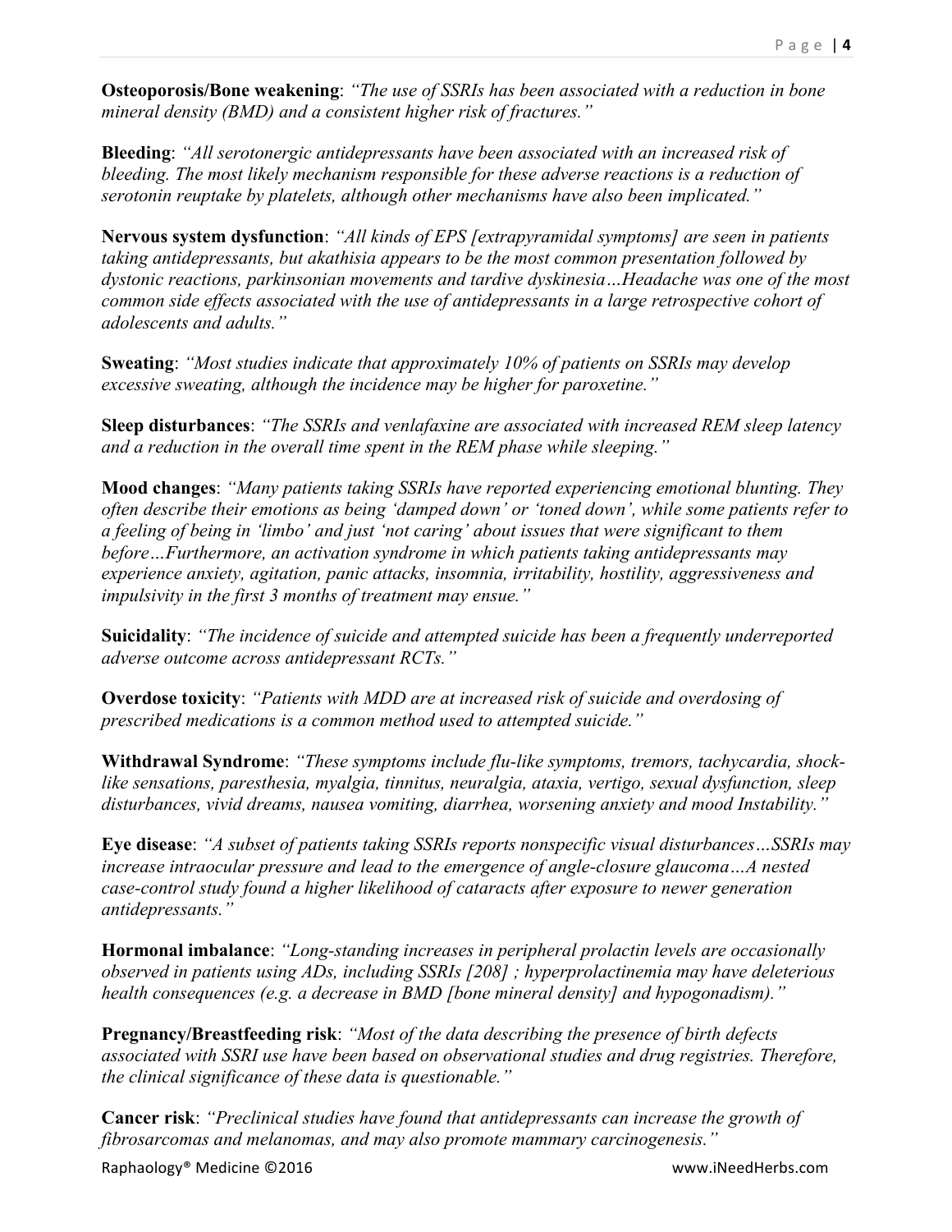**Osteoporosis/Bone weakening**: *"The use of SSRIs has been associated with a reduction in bone mineral density (BMD) and a consistent higher risk of fractures."*

**Bleeding**: *"All serotonergic antidepressants have been associated with an increased risk of bleeding. The most likely mechanism responsible for these adverse reactions is a reduction of serotonin reuptake by platelets, although other mechanisms have also been implicated."*

**Nervous system dysfunction**: *"All kinds of EPS [extrapyramidal symptoms] are seen in patients taking antidepressants, but akathisia appears to be the most common presentation followed by dystonic reactions, parkinsonian movements and tardive dyskinesia…Headache was one of the most common side effects associated with the use of antidepressants in a large retrospective cohort of adolescents and adults."*

**Sweating**: *"Most studies indicate that approximately 10% of patients on SSRIs may develop excessive sweating, although the incidence may be higher for paroxetine."*

**Sleep disturbances**: *"The SSRIs and venlafaxine are associated with increased REM sleep latency and a reduction in the overall time spent in the REM phase while sleeping."*

**Mood changes**: *"Many patients taking SSRIs have reported experiencing emotional blunting. They often describe their emotions as being 'damped down' or 'toned down', while some patients refer to a feeling of being in 'limbo' and just 'not caring' about issues that were significant to them before…Furthermore, an activation syndrome in which patients taking antidepressants may experience anxiety, agitation, panic attacks, insomnia, irritability, hostility, aggressiveness and impulsivity in the first 3 months of treatment may ensue."*

**Suicidality**: *"The incidence of suicide and attempted suicide has been a frequently underreported adverse outcome across antidepressant RCTs."*

**Overdose toxicity**: *"Patients with MDD are at increased risk of suicide and overdosing of prescribed medications is a common method used to attempted suicide."*

**Withdrawal Syndrome**: *"These symptoms include flu-like symptoms, tremors, tachycardia, shock-like sensations, paresthesia, myalgia, tinnitus, neuralgia, ataxia, vertigo, sexual dysfunction, sleep disturbances, vivid dreams, nausea vomiting, diarrhea, worsening anxiety and mood Instability."*

**Eye disease**: *"A subset of patients taking SSRIs reports nonspecific visual disturbances…SSRIs may increase intraocular pressure and lead to the emergence of angle-closure glaucoma…A nested case-control study found a higher likelihood of cataracts after exposure to newer generation antidepressants."*

**Hormonal imbalance**: *"Long-standing increases in peripheral prolactin levels are occasionally observed in patients using ADs, including SSRIs [208] ; hyperprolactinemia may have deleterious health consequences (e.g. a decrease in BMD [bone mineral density] and hypogonadism)."*

**Pregnancy/Breastfeeding risk**: *"Most of the data describing the presence of birth defects associated with SSRI use have been based on observational studies and drug registries. Therefore, the clinical significance of these data is questionable."*

**Cancer risk**: *"Preclinical studies have found that antidepressants can increase the growth of fibrosarcomas and melanomas, and may also promote mammary carcinogenesis."*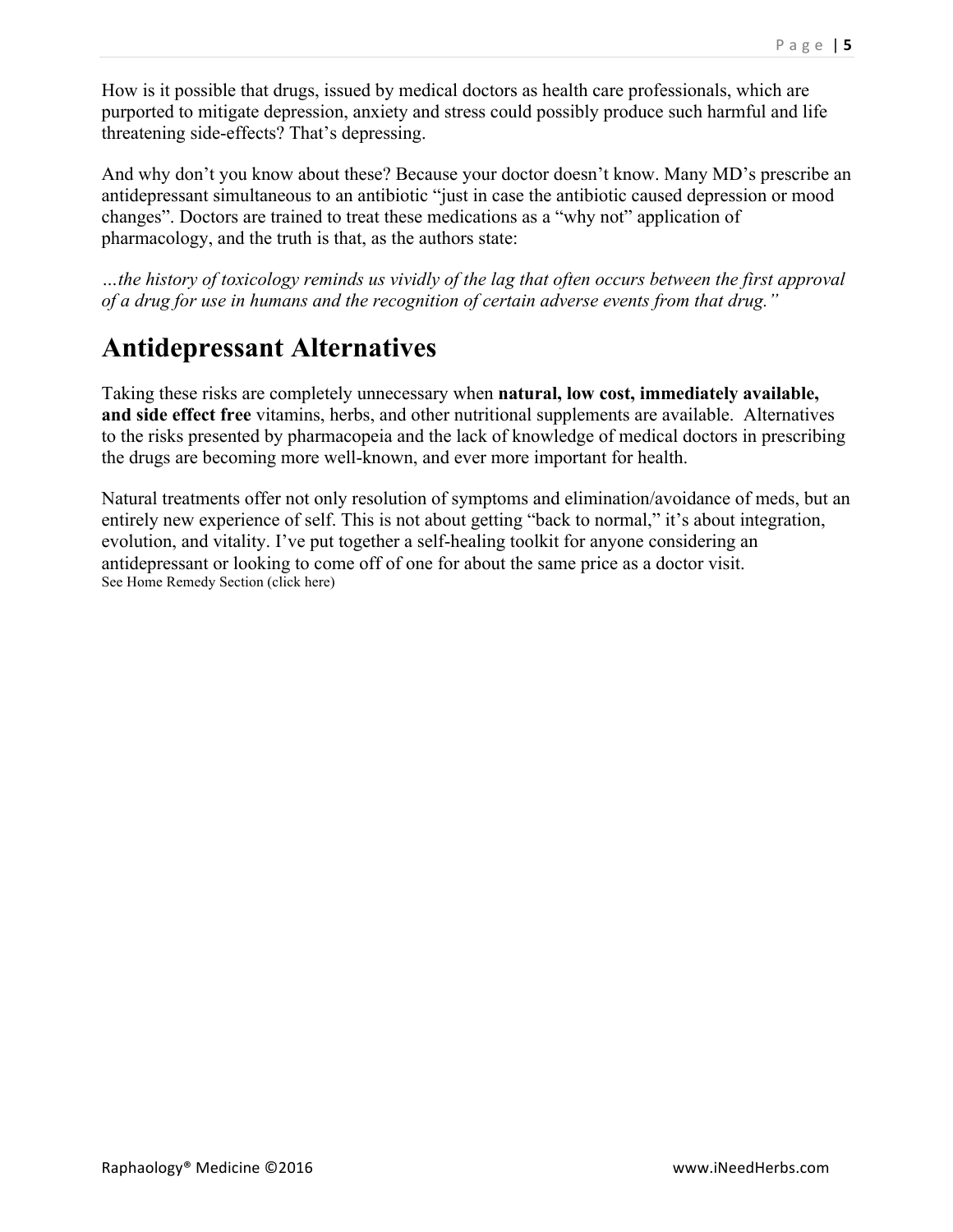How is it possible that drugs, issued by medical doctors as health care professionals, which are purported to mitigate depression, anxiety and stress could possibly produce such harmful and life threatening side-effects? That's depressing.

And why don't you know about these? Because your doctor doesn't know. Many MD's prescribe an antidepressant simultaneous to an antibiotic "just in case the antibiotic caused depression or mood changes". Doctors are trained to treat these medications as a "why not" application of pharmacology, and the truth is that, as the authors state:

*…the history of toxicology reminds us vividly of the lag that often occurs between the first approval of a drug for use in humans and the recognition of certain adverse events from that drug."*

## Antidepressant Alternatives

Taking these risks are completely unnecessary when **natural, low cost, immediately available, and side effect free** vitamins, herbs, and other nutritional supplements are available. Alternatives to the risks presented by pharmacopeia and the lack of knowledge of medical doctors in prescribing the drugs are becoming more well-known, and ever more important for health.

Natural treatments offer not only resolution of symptoms and elimination/avoidance of meds, but an entirely new experience of self. This is not about getting "back to normal," it's about integration, evolution, and vitality. I've put together a self-healing toolkit for anyone considering an antidepressant or looking to come off of one for about the same price as a doctor visit.
See Home Remedy Section (click here)